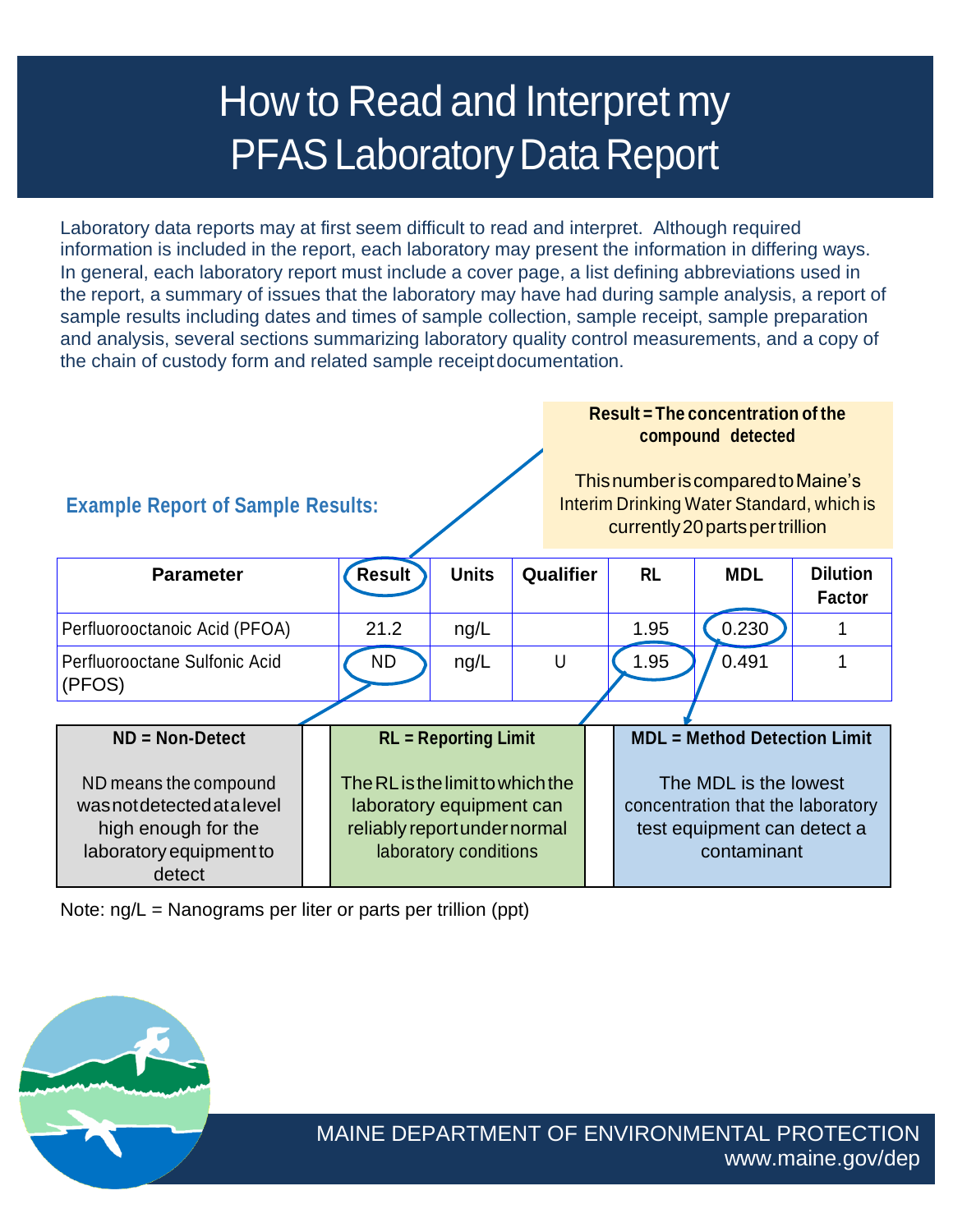# How to Read and Interpret my PFAS Laboratory Data Report

Laboratory data reports may at first seem difficult to read and interpret. Although required information is included in the report, each laboratory may present the information in differing ways. In general, each laboratory report must include a cover page, a list defining abbreviations used in the report, a summary of issues that the laboratory may have had during sample analysis, a report of sample results including dates and times of sample collection, sample receipt, sample preparation and analysis, several sections summarizing laboratory quality control measurements, and a copy of the chain of custody form and related sample receipt documentation.

**Result = The concentration of the compound detected**

This number is compared to Maine's Interim Drinking Water Standard, which is currently 20 parts per trillion

### Example Report of Sample Results:

| Parameter | Result | Units | Qualifier | RL | MDL | Dilution Factor |
|---|---|---|---|---|---|---|
| Perfluorooctanoic Acid (PFOA) | 21.2 | ng/L | | 1.95 | 0.230 | 1 |
| Perfluorooctane Sulfonic Acid (PFOS) | ND | ng/L | U | 1.95 | 0.491 | 1 |

**ND = Non-Detect**

ND means the compound was not detected at a level high enough for the laboratory equipment to detect

**RL = Reporting Limit**

The RL is the limit to which the laboratory equipment can reliably report under normal laboratory conditions

**MDL = Method Detection Limit**

The MDL is the lowest concentration that the laboratory test equipment can detect a contaminant

Note: ng/L = Nanograms per liter or parts per trillion (ppt)

MAINE DEPARTMENT OF ENVIRONMENTAL PROTECTION
www.maine.gov/dep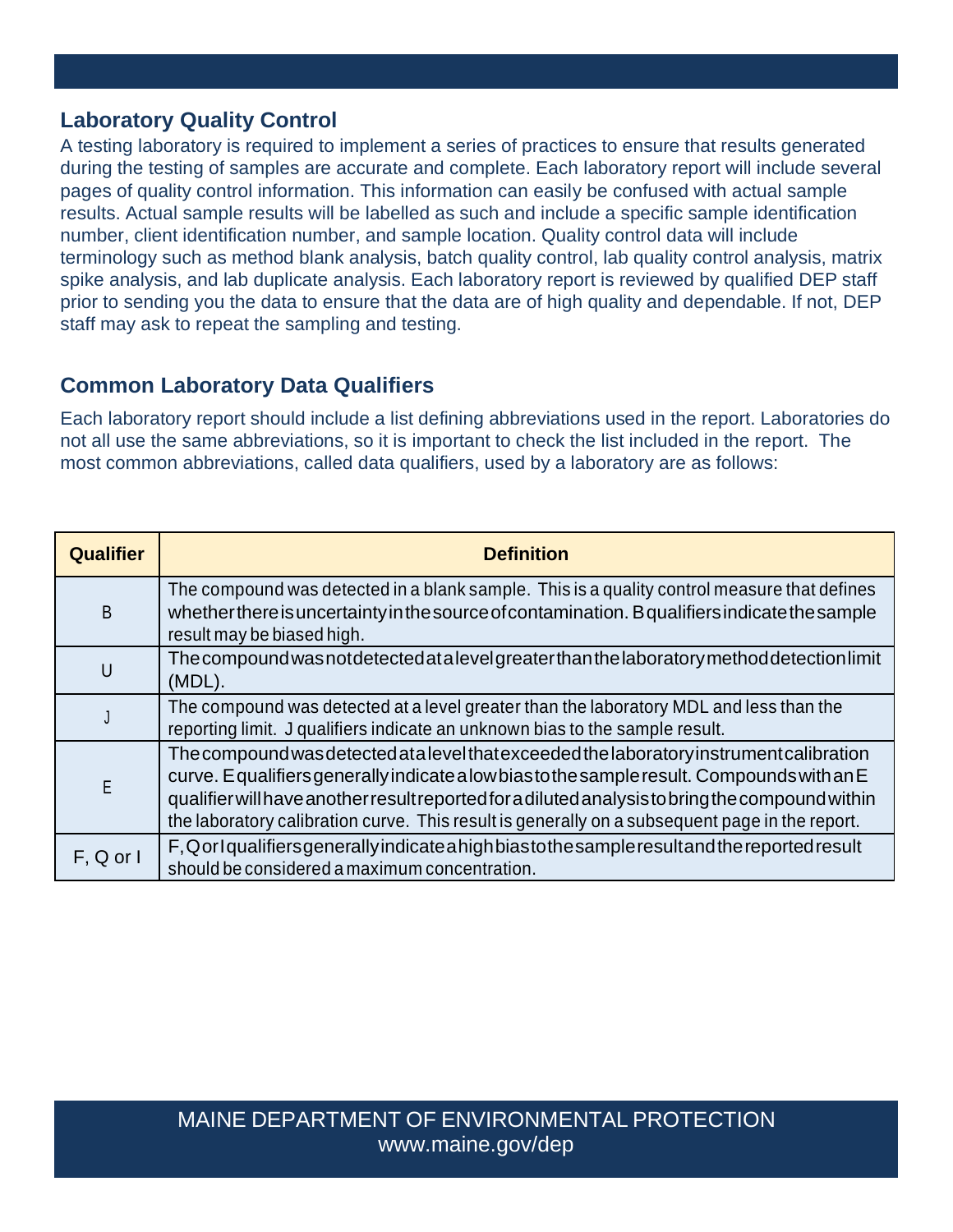## Laboratory Quality Control

A testing laboratory is required to implement a series of practices to ensure that results generated during the testing of samples are accurate and complete. Each laboratory report will include several pages of quality control information. This information can easily be confused with actual sample results. Actual sample results will be labelled as such and include a specific sample identification number, client identification number, and sample location. Quality control data will include terminology such as method blank analysis, batch quality control, lab quality control analysis, matrix spike analysis, and lab duplicate analysis. Each laboratory report is reviewed by qualified DEP staff prior to sending you the data to ensure that the data are of high quality and dependable. If not, DEP staff may ask to repeat the sampling and testing.

## Common Laboratory Data Qualifiers

Each laboratory report should include a list defining abbreviations used in the report. Laboratories do not all use the same abbreviations, so it is important to check the list included in the report. The most common abbreviations, called data qualifiers, used by a laboratory are as follows:

| Qualifier | Definition |
|---|---|
| B | The compound was detected in a blank sample. This is a quality control measure that defines whether there is uncertainty in the source of contamination. B qualifiers indicate the sample result may be biased high. |
| U | The compound was not detected at a level greater than the laboratory method detection limit (MDL). |
| J | The compound was detected at a level greater than the laboratory MDL and less than the reporting limit. J qualifiers indicate an unknown bias to the sample result. |
| E | The compound was detected at a level that exceeded the laboratory instrument calibration curve. E qualifiers generally indicate a low bias to the sample result. Compounds with an E qualifier will have another result reported for a diluted analysis to bring the compound within the laboratory calibration curve. This result is generally on a subsequent page in the report. |
| F, Q or I | F, Q or I qualifiers generally indicate a high bias to the sample result and the reported result should be considered a maximum concentration. |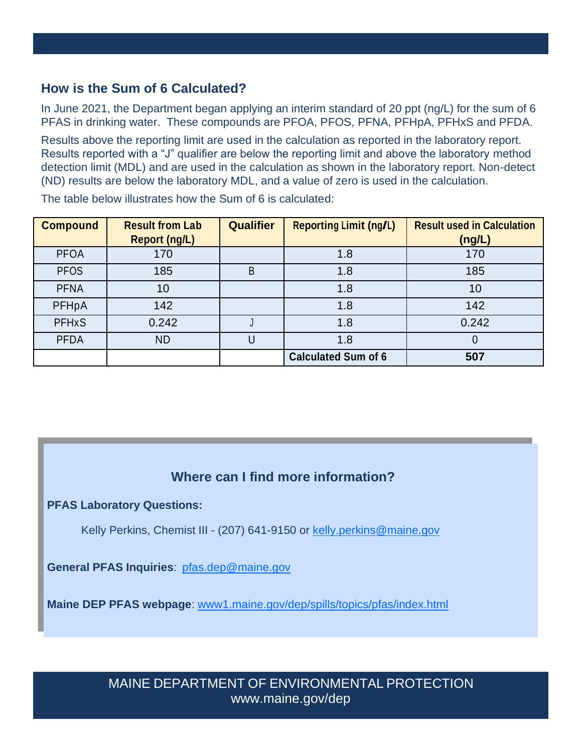## How is the Sum of 6 Calculated?

In June 2021, the Department began applying an interim standard of 20 ppt (ng/L) for the sum of 6 PFAS in drinking water. These compounds are PFOA, PFOS, PFNA, PFHpA, PFHxS and PFDA.

Results above the reporting limit are used in the calculation as reported in the laboratory report. Results reported with a "J" qualifier are below the reporting limit and above the laboratory method detection limit (MDL) and are used in the calculation as shown in the laboratory report. Non-detect (ND) results are below the laboratory MDL, and a value of zero is used in the calculation.

The table below illustrates how the Sum of 6 is calculated:

| Compound | Result from Lab Report (ng/L) | Qualifier | Reporting Limit (ng/L) | Result used in Calculation (ng/L) |
|---|---|---|---|---|
| PFOA | 170 | | 1.8 | 170 |
| PFOS | 185 | B | 1.8 | 185 |
| PFNA | 10 | | 1.8 | 10 |
| PFHpA | 142 | | 1.8 | 142 |
| PFHxS | 0.242 | J | 1.8 | 0.242 |
| PFDA | ND | U | 1.8 | 0 |
| | | | **Calculated Sum of 6** | **507** |

### Where can I find more information?

**PFAS Laboratory Questions:**

Kelly Perkins, Chemist III - (207) 641-9150 or kelly.perkins@maine.gov

**General PFAS Inquiries**: pfas.dep@maine.gov

**Maine DEP PFAS webpage**: www1.maine.gov/dep/spills/topics/pfas/index.html

MAINE DEPARTMENT OF ENVIRONMENTAL PROTECTION
www.maine.gov/dep